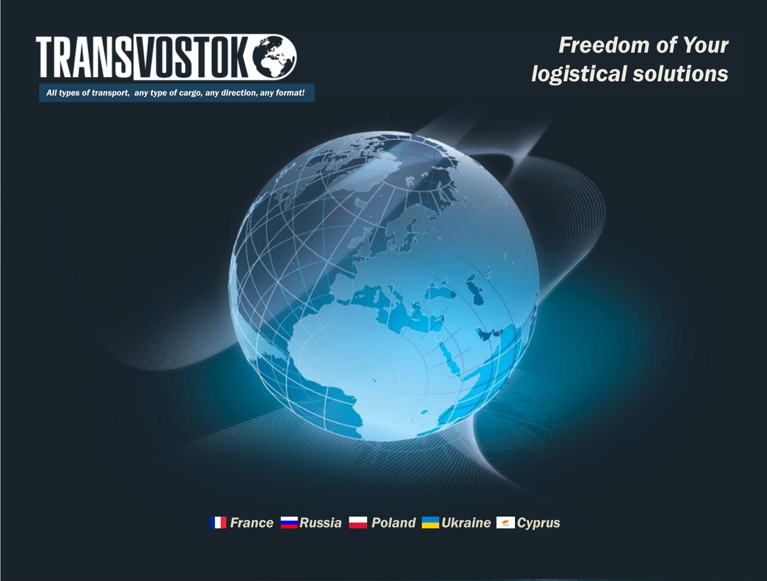# TRANSVOSTOK

*All types of transport, any type of cargo, any direction, any format!*

## *Freedom of Your logistical solutions*

*France* *Russia* *Poland* *Ukraine* *Cyprus*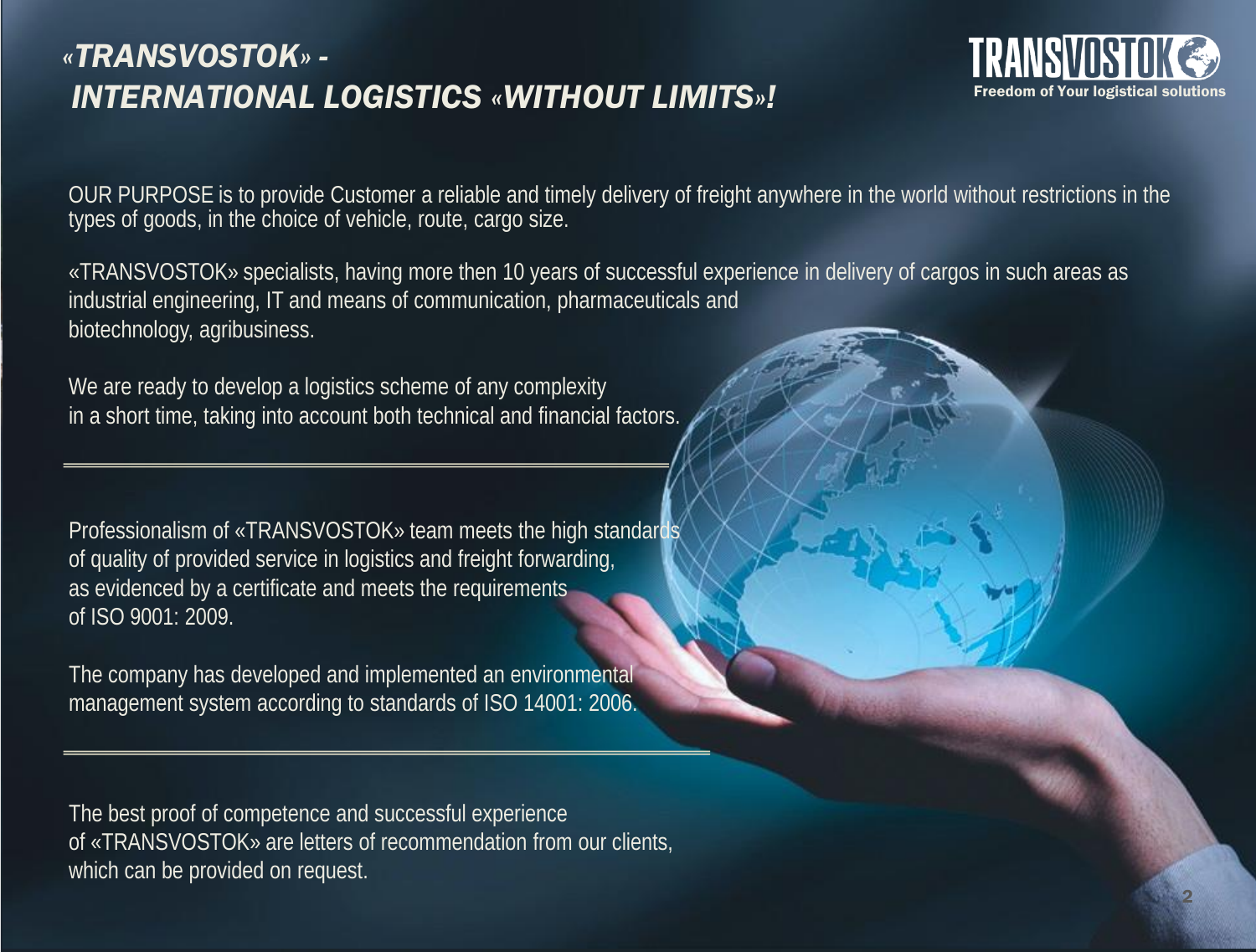# *«TRANSVOSTOK» - INTERNATIONAL LOGISTICS «WITHOUT LIMITS»!*

**TRANSVOSTOK**
**Freedom of Your logistical solutions**

OUR PURPOSE is to provide Customer a reliable and timely delivery of freight anywhere in the world without restrictions in the types of goods, in the choice of vehicle, route, cargo size.

«TRANSVOSTOK» specialists, having more then 10 years of successful experience in delivery of cargos in such areas as industrial engineering, IT and means of communication, pharmaceuticals and biotechnology, agribusiness.

We are ready to develop a logistics scheme of any complexity in a short time, taking into account both technical and financial factors.

---

Professionalism of «TRANSVOSTOK» team meets the high standards of quality of provided service in logistics and freight forwarding, as evidenced by a certificate and meets the requirements of ISO 9001: 2009.

The company has developed and implemented an environmental management system according to standards of ISO 14001: 2006.

---

The best proof of competence and successful experience of «TRANSVOSTOK» are letters of recommendation from our clients, which can be provided on request.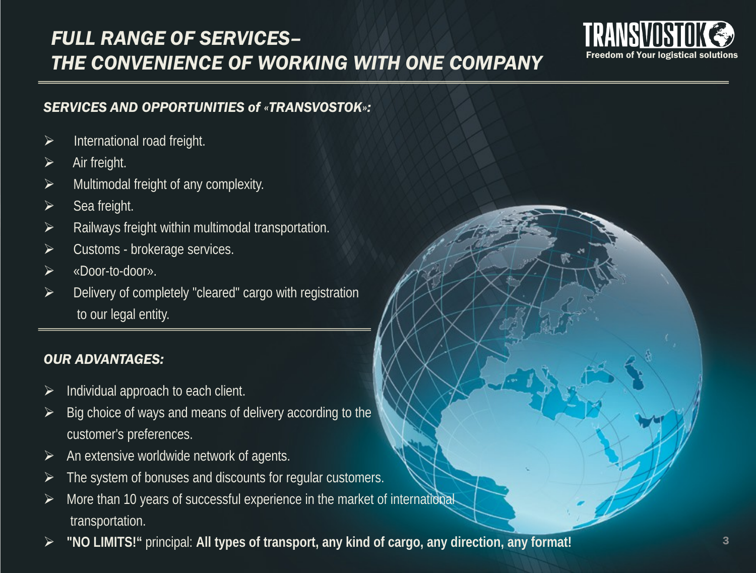# *FULL RANGE OF SERVICES– THE CONVENIENCE OF WORKING WITH ONE COMPANY*

TRANSVOSTOK
Freedom of Your logistical solutions

## *SERVICES AND OPPORTUNITIES of «TRANSVOSTOK»:*

- International road freight.
- Air freight.
- Multimodal freight of any complexity.
- Sea freight.
- Railways freight within multimodal transportation.
- Customs - brokerage services.
- «Door-to-door».
- Delivery of completely "cleared" cargo with registration to our legal entity.

## *OUR ADVANTAGES:*

- Individual approach to each client.
- Big choice of ways and means of delivery according to the customer's preferences.
- An extensive worldwide network of agents.
- The system of bonuses and discounts for regular customers.
- More than 10 years of successful experience in the market of international transportation.
- **"NO LIMITS!"** principal: **All types of transport, any kind of cargo, any direction, any format!**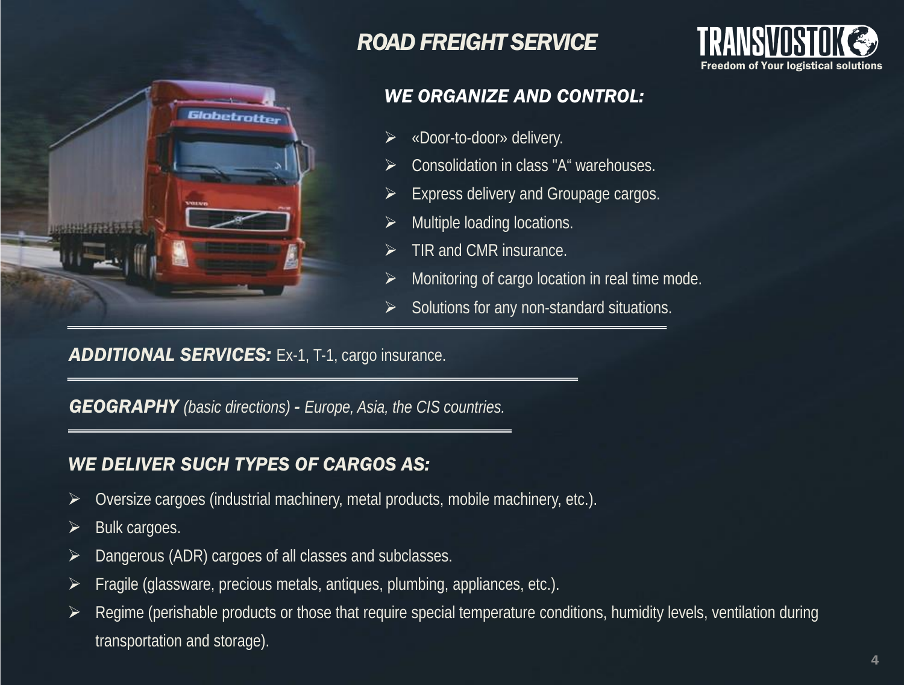# ROAD FREIGHT SERVICE

TRANSVOSTOK
Freedom of Your logistical solutions

## WE ORGANIZE AND CONTROL:

- «Door-to-door» delivery.
- Consolidation in class "A" warehouses.
- Express delivery and Groupage cargos.
- Multiple loading locations.
- TIR and CMR insurance.
- Monitoring of cargo location in real time mode.
- Solutions for any non-standard situations.

***ADDITIONAL SERVICES:*** Ex-1, T-1, cargo insurance.

***GEOGRAPHY*** *(basic directions)* **-** *Europe, Asia, the CIS countries.*

## WE DELIVER SUCH TYPES OF CARGOS AS:

- Oversize cargoes (industrial machinery, metal products, mobile machinery, etc.).
- Bulk cargoes.
- Dangerous (ADR) cargoes of all classes and subclasses.
- Fragile (glassware, precious metals, antiques, plumbing, appliances, etc.).
- Regime (perishable products or those that require special temperature conditions, humidity levels, ventilation during transportation and storage).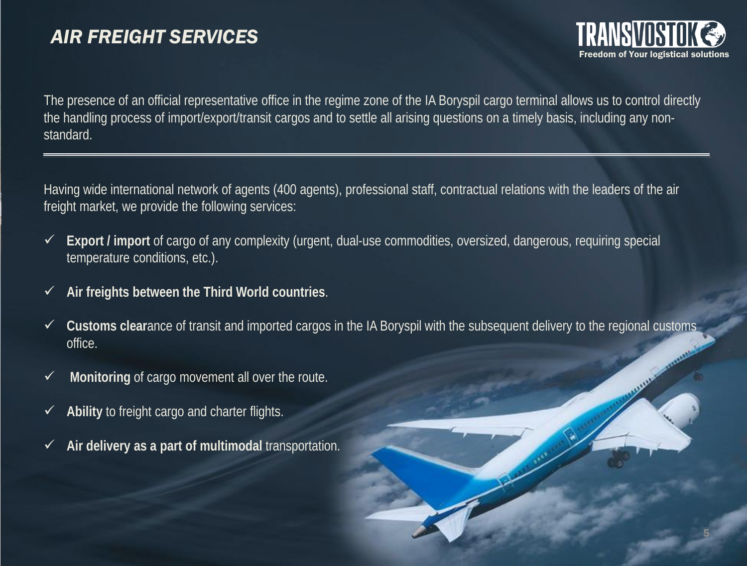# AIR FREIGHT SERVICES

TRANSVOSTOK
Freedom of Your logistical solutions

The presence of an official representative office in the regime zone of the IA Boryspil cargo terminal allows us to control directly the handling process of import/export/transit cargos and to settle all arising questions on a timely basis, including any non-standard.

---

Having wide international network of agents (400 agents), professional staff, contractual relations with the leaders of the air freight market, we provide the following services:

- ✓ **Export / import** of cargo of any complexity (urgent, dual-use commodities, oversized, dangerous, requiring special temperature conditions, etc.).
- ✓ **Air freights between the Third World countries**.
- ✓ **Customs clear**ance of transit and imported cargos in the IA Boryspil with the subsequent delivery to the regional customs office.
- ✓ **Monitoring** of cargo movement all over the route.
- ✓ **Ability** to freight cargo and charter flights.
- ✓ **Air delivery as a part of multimodal** transportation.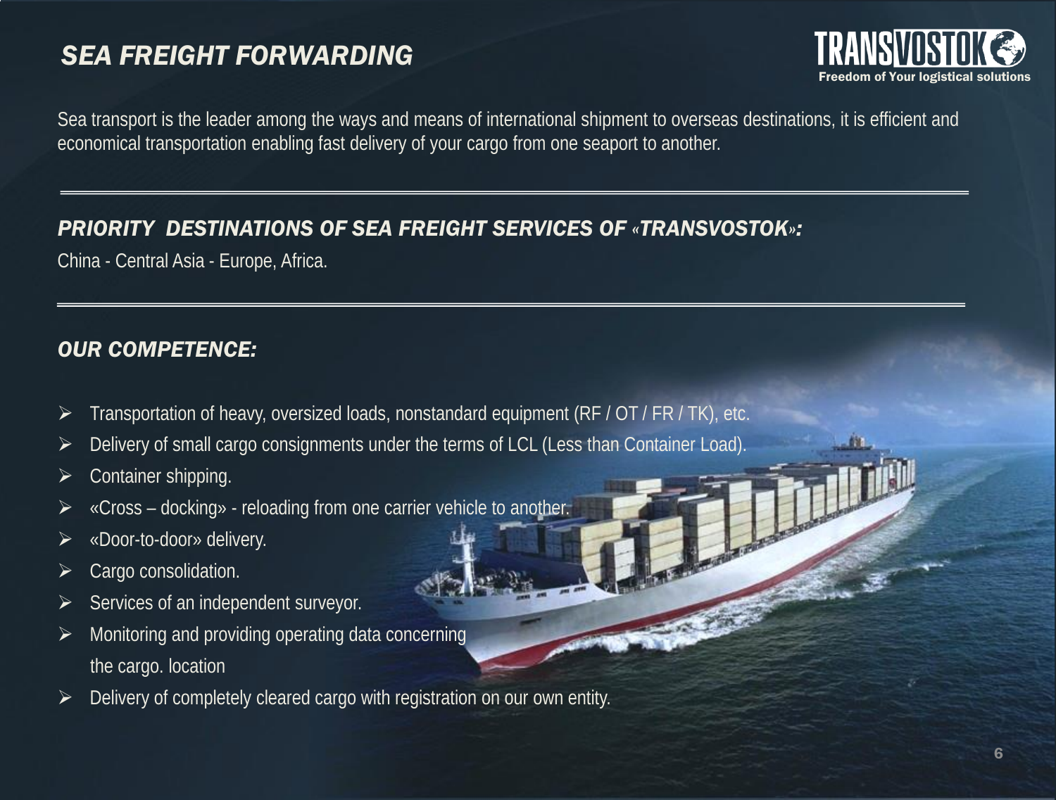# SEA FREIGHT FORWARDING

TRANSVOSTOK
Freedom of Your logistical solutions

Sea transport is the leader among the ways and means of international shipment to overseas destinations, it is efficient and economical transportation enabling fast delivery of your cargo from one seaport to another.

## PRIORITY DESTINATIONS OF SEA FREIGHT SERVICES OF «TRANSVOSTOK»:

China - Central Asia - Europe, Africa.

## OUR COMPETENCE:

- Transportation of heavy, oversized loads, nonstandard equipment (RF / OT / FR / TK), etc.
- Delivery of small cargo consignments under the terms of LCL (Less than Container Load).
- Container shipping.
- «Cross – docking» - reloading from one carrier vehicle to another.
- «Door-to-door» delivery.
- Cargo consolidation.
- Services of an independent surveyor.
- Monitoring and providing operating data concerning the cargo. location
- Delivery of completely cleared cargo with registration on our own entity.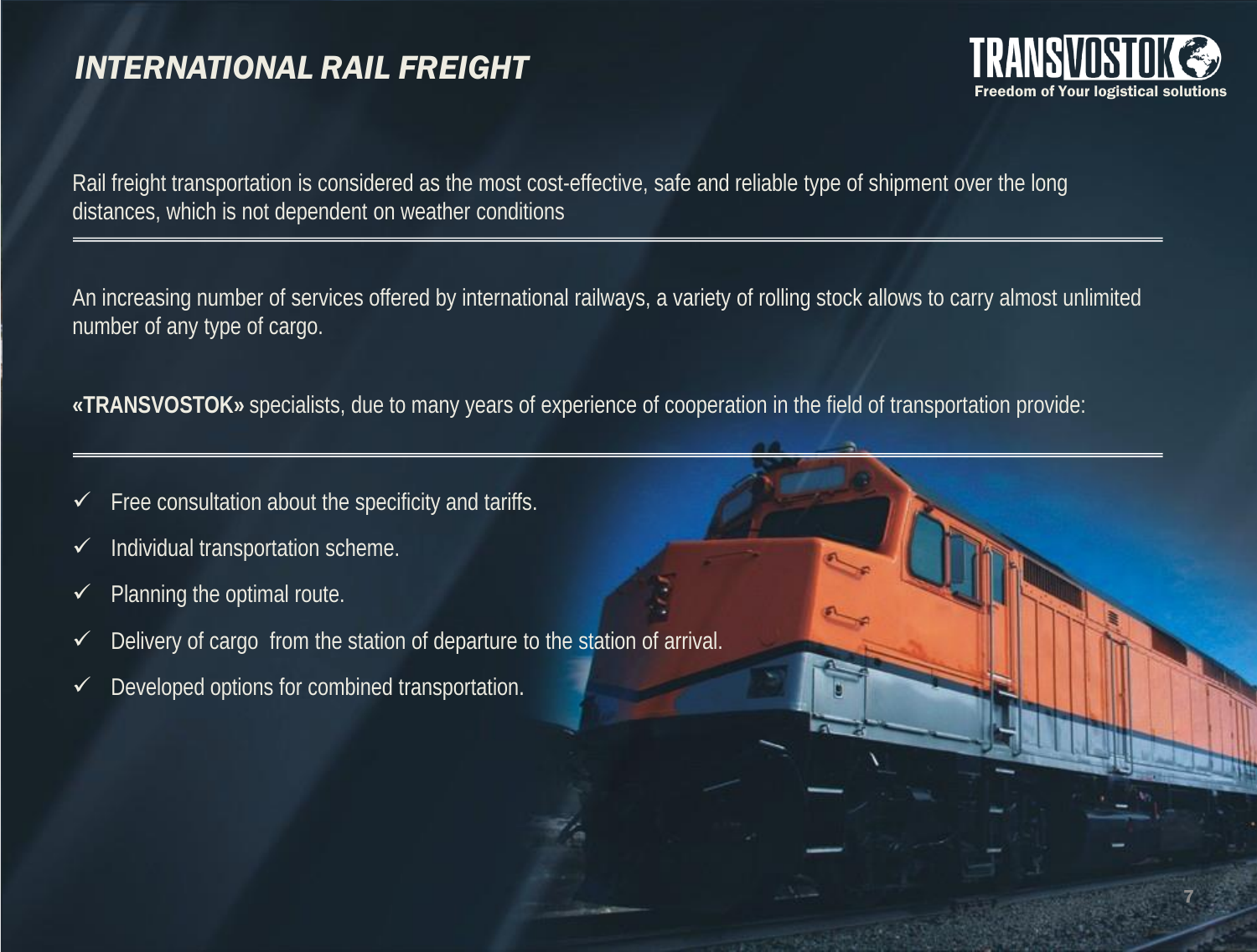# *INTERNATIONAL RAIL FREIGHT*

TRANSVOSTOK
Freedom of Your logistical solutions

Rail freight transportation is considered as the most cost-effective, safe and reliable type of shipment over the long distances, which is not dependent on weather conditions

---

An increasing number of services offered by international railways, a variety of rolling stock allows to carry almost unlimited number of any type of cargo.

**«TRANSVOSTOK»** specialists, due to many years of experience of cooperation in the field of transportation provide:

---

- ✓ Free consultation about the specificity and tariffs.
- ✓ Individual transportation scheme.
- ✓ Planning the optimal route.
- ✓ Delivery of cargo from the station of departure to the station of arrival.
- ✓ Developed options for combined transportation.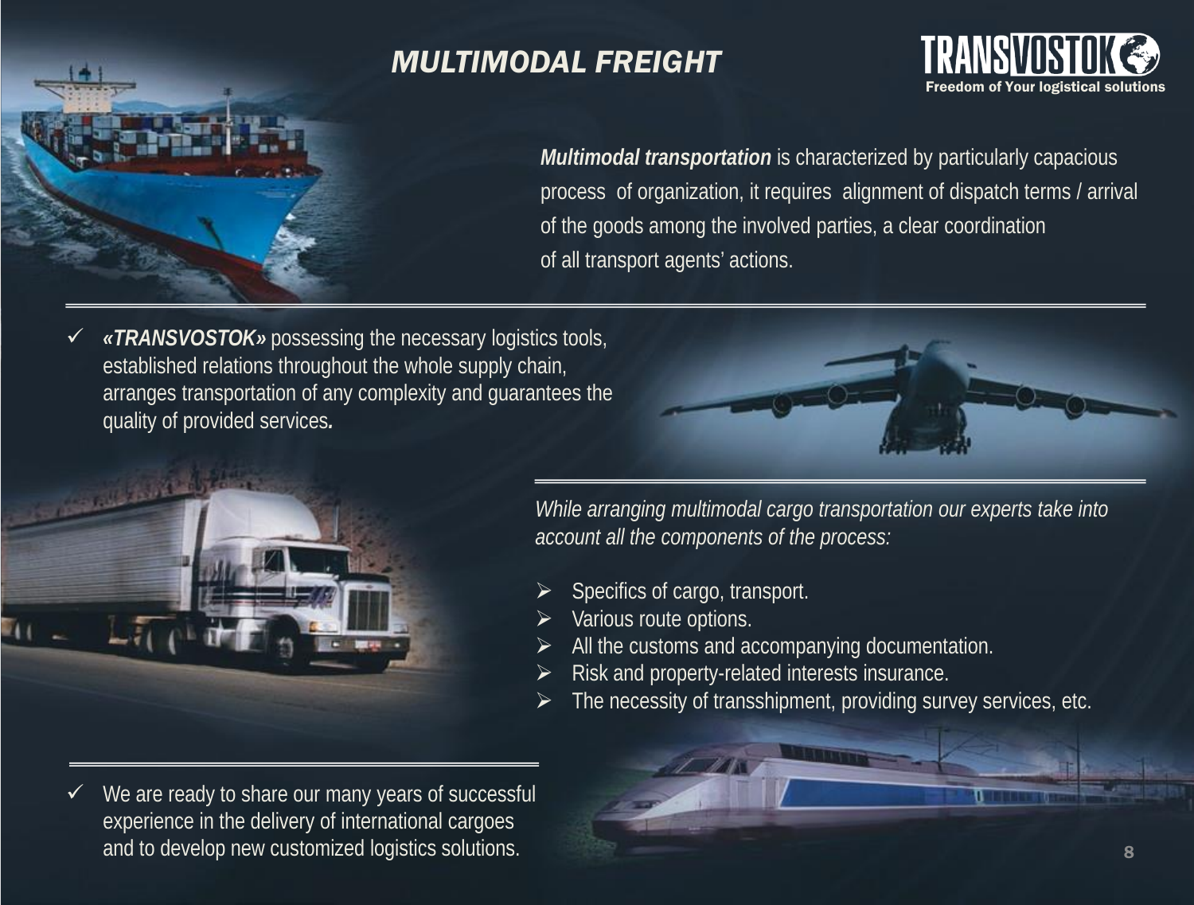# *MULTIMODAL FREIGHT*

TRANSVOSTOK
Freedom of Your logistical solutions

***Multimodal transportation*** is characterized by particularly capacious process of organization, it requires alignment of dispatch terms / arrival of the goods among the involved parties, a clear coordination of all transport agents' actions.

- ✓ ***«TRANSVOSTOK»*** possessing the necessary logistics tools, established relations throughout the whole supply chain, arranges transportation of any complexity and guarantees the quality of provided services***.***

*While arranging multimodal cargo transportation our experts take into account all the components of the process:*

- Specifics of cargo, transport.
- Various route options.
- All the customs and accompanying documentation.
- Risk and property-related interests insurance.
- The necessity of transshipment, providing survey services, etc.

- ✓ We are ready to share our many years of successful experience in the delivery of international cargoes and to develop new customized logistics solutions.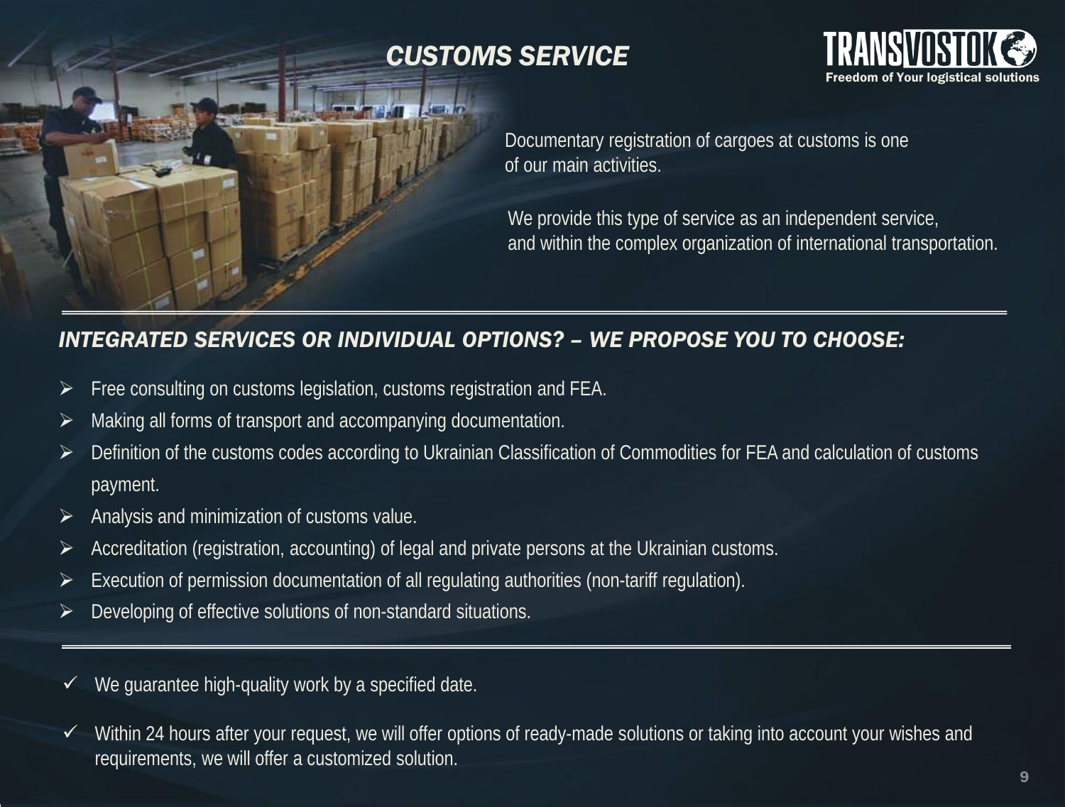# CUSTOMS SERVICE

Documentary registration of cargoes at customs is one of our main activities.

We provide this type of service as an independent service, and within the complex organization of international transportation.

## INTEGRATED SERVICES OR INDIVIDUAL OPTIONS? – WE PROPOSE YOU TO CHOOSE:

- Free consulting on customs legislation, customs registration and FEA.
- Making all forms of transport and accompanying documentation.
- Definition of the customs codes according to Ukrainian Classification of Commodities for FEA and calculation of customs payment.
- Analysis and minimization of customs value.
- Accreditation (registration, accounting) of legal and private persons at the Ukrainian customs.
- Execution of permission documentation of all regulating authorities (non-tariff regulation).
- Developing of effective solutions of non-standard situations.

---

- ✓ We guarantee high-quality work by a specified date.
- ✓ Within 24 hours after your request, we will offer options of ready-made solutions or taking into account your wishes and requirements, we will offer a customized solution.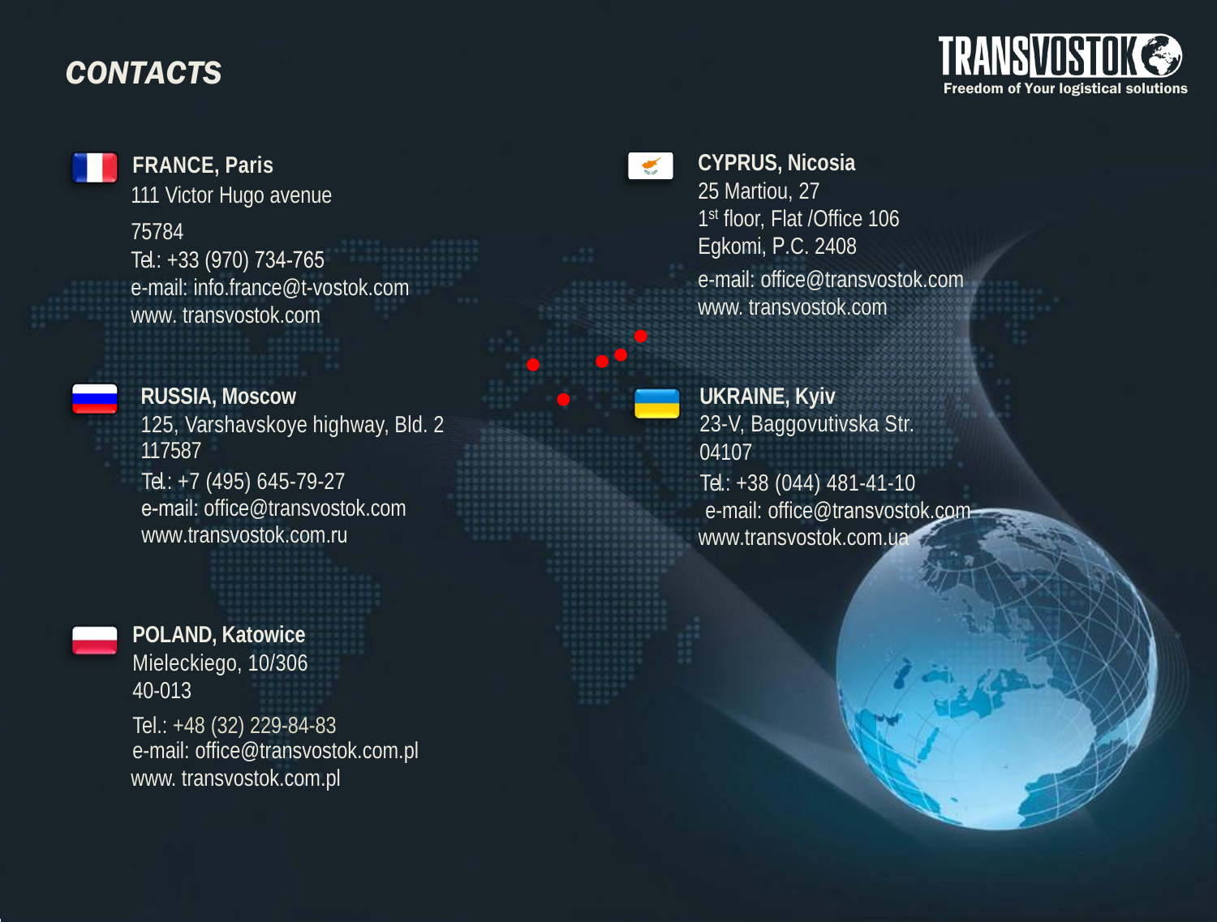# CONTACTS

TRANSVOSTOK
Freedom of Your logistical solutions

**FRANCE, Paris**
111 Victor Hugo avenue
75784
Tel.: +33 (970) 734-765
e-mail: info.france@t-vostok.com
www. transvostok.com

**CYPRUS, Nicosia**
25 Martiou, 27
1st floor, Flat /Office 106
Egkomi, P.C. 2408
e-mail: office@transvostok.com
www. transvostok.com

**RUSSIA, Moscow**
125, Varshavskoye highway, Bld. 2
117587
Tel.: +7 (495) 645-79-27
e-mail: office@transvostok.com
www.transvostok.com.ru

**UKRAINE, Kyiv**
23-V, Baggovutivska Str.
04107
Tel.: +38 (044) 481-41-10
e-mail: office@transvostok.com
www.transvostok.com.ua

**POLAND, Katowice**
Mieleckiego, 10/306
40-013
Tel.: +48 (32) 229-84-83
e-mail: office@transvostok.com.pl
www. transvostok.com.pl